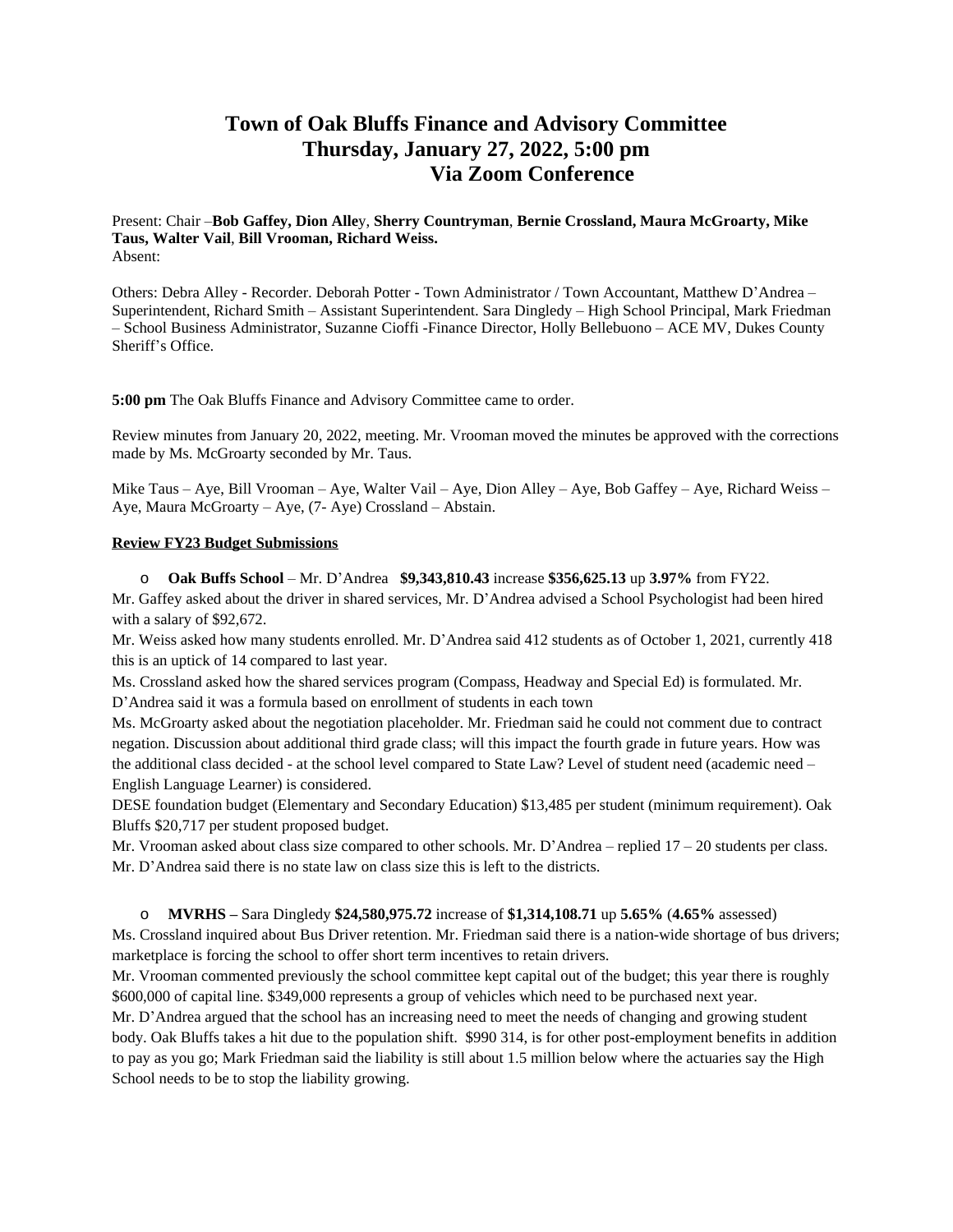# Town of Oak Bluffs Finance and Advisory Committee
## Thursday, January 27, 2022, 5:00 pm
## Via Zoom Conference

Present: Chair –**Bob Gaffey, Dion Alle**y, **Sherry Countryman**, **Bernie Crossland, Maura McGroarty, Mike Taus, Walter Vail**, **Bill Vrooman, Richard Weiss.**
Absent:

Others: Debra Alley - Recorder. Deborah Potter - Town Administrator / Town Accountant, Matthew D'Andrea – Superintendent, Richard Smith – Assistant Superintendent. Sara Dingledy – High School Principal, Mark Friedman – School Business Administrator, Suzanne Cioffi -Finance Director, Holly Bellebuono – ACE MV, Dukes County Sheriff's Office.

**5:00 pm** The Oak Bluffs Finance and Advisory Committee came to order.

Review minutes from January 20, 2022, meeting. Mr. Vrooman moved the minutes be approved with the corrections made by Ms. McGroarty seconded by Mr. Taus.

Mike Taus – Aye, Bill Vrooman – Aye, Walter Vail – Aye, Dion Alley – Aye, Bob Gaffey – Aye, Richard Weiss – Aye, Maura McGroarty – Aye, (7- Aye) Crossland – Abstain.

**Review FY23 Budget Submissions**

- **Oak Buffs School** – Mr. D'Andrea **$9,343,810.43** increase **$356,625.13** up **3.97%** from FY22.

Mr. Gaffey asked about the driver in shared services, Mr. D'Andrea advised a School Psychologist had been hired with a salary of $92,672.
Mr. Weiss asked how many students enrolled. Mr. D'Andrea said 412 students as of October 1, 2021, currently 418 this is an uptick of 14 compared to last year.
Ms. Crossland asked how the shared services program (Compass, Headway and Special Ed) is formulated. Mr. D'Andrea said it was a formula based on enrollment of students in each town
Ms. McGroarty asked about the negotiation placeholder. Mr. Friedman said he could not comment due to contract negation. Discussion about additional third grade class; will this impact the fourth grade in future years. How was the additional class decided - at the school level compared to State Law? Level of student need (academic need – English Language Learner) is considered.
DESE foundation budget (Elementary and Secondary Education) $13,485 per student (minimum requirement). Oak Bluffs $20,717 per student proposed budget.
Mr. Vrooman asked about class size compared to other schools. Mr. D'Andrea – replied 17 – 20 students per class. Mr. D'Andrea said there is no state law on class size this is left to the districts.

- **MVRHS –** Sara Dingledy **$24,580,975.72** increase of **$1,314,108.71** up **5.65%** (**4.65%** assessed)

Ms. Crossland inquired about Bus Driver retention. Mr. Friedman said there is a nation-wide shortage of bus drivers; marketplace is forcing the school to offer short term incentives to retain drivers.
Mr. Vrooman commented previously the school committee kept capital out of the budget; this year there is roughly $600,000 of capital line. $349,000 represents a group of vehicles which need to be purchased next year.
Mr. D'Andrea argued that the school has an increasing need to meet the needs of changing and growing student body. Oak Bluffs takes a hit due to the population shift. $990 314, is for other post-employment benefits in addition to pay as you go; Mark Friedman said the liability is still about 1.5 million below where the actuaries say the High School needs to be to stop the liability growing.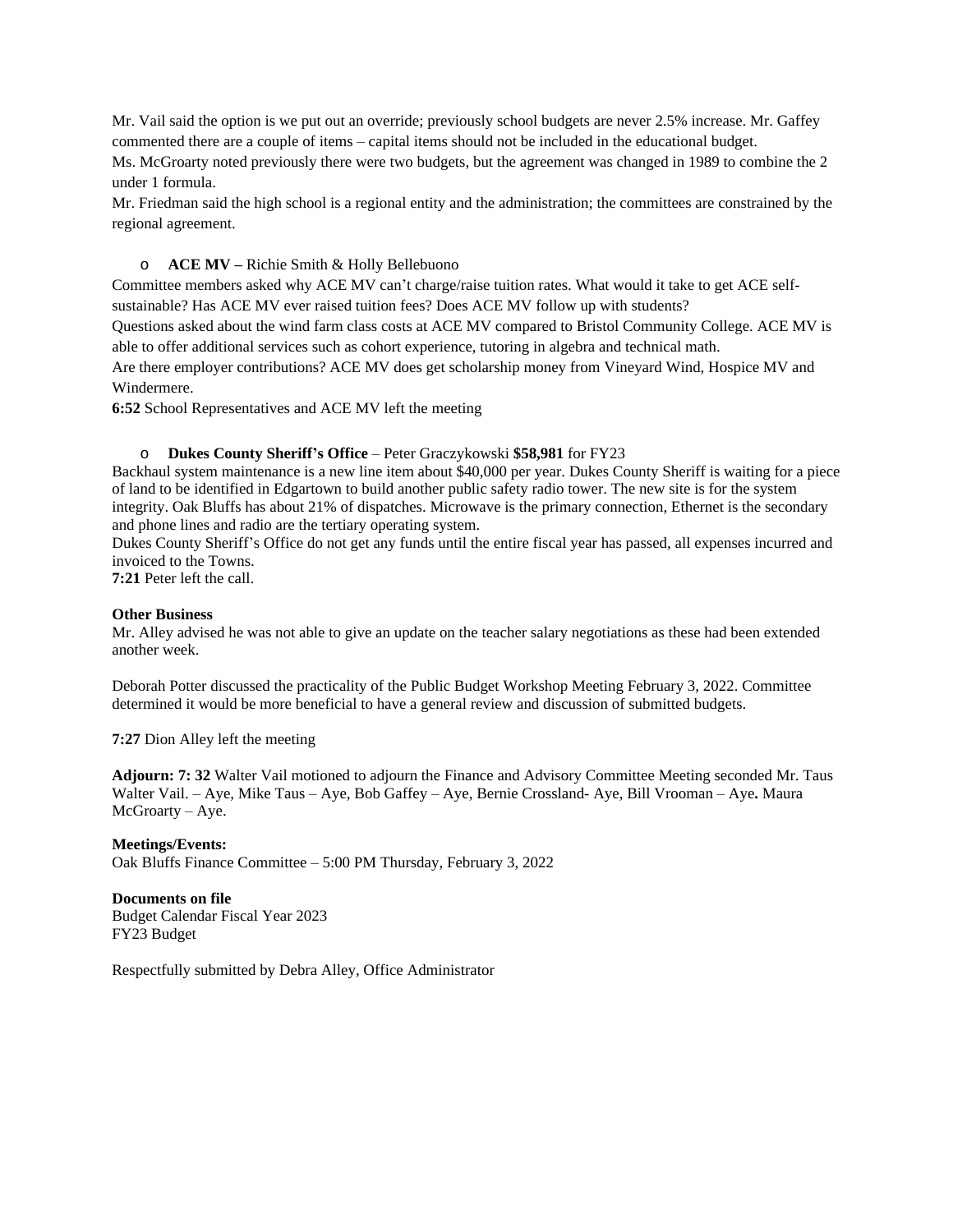Mr. Vail said the option is we put out an override; previously school budgets are never 2.5% increase. Mr. Gaffey commented there are a couple of items – capital items should not be included in the educational budget.
Ms. McGroarty noted previously there were two budgets, but the agreement was changed in 1989 to combine the 2 under 1 formula.
Mr. Friedman said the high school is a regional entity and the administration; the committees are constrained by the regional agreement.

- **ACE MV –** Richie Smith & Holly Bellebuono

Committee members asked why ACE MV can't charge/raise tuition rates. What would it take to get ACE self-sustainable? Has ACE MV ever raised tuition fees? Does ACE MV follow up with students?
Questions asked about the wind farm class costs at ACE MV compared to Bristol Community College. ACE MV is able to offer additional services such as cohort experience, tutoring in algebra and technical math.
Are there employer contributions? ACE MV does get scholarship money from Vineyard Wind, Hospice MV and Windermere.
**6:52** School Representatives and ACE MV left the meeting

- **Dukes County Sheriff's Office** – Peter Graczykowski **$58,981** for FY23

Backhaul system maintenance is a new line item about $40,000 per year. Dukes County Sheriff is waiting for a piece of land to be identified in Edgartown to build another public safety radio tower. The new site is for the system integrity. Oak Bluffs has about 21% of dispatches. Microwave is the primary connection, Ethernet is the secondary and phone lines and radio are the tertiary operating system.
Dukes County Sheriff's Office do not get any funds until the entire fiscal year has passed, all expenses incurred and invoiced to the Towns.
**7:21** Peter left the call.

**Other Business**
Mr. Alley advised he was not able to give an update on the teacher salary negotiations as these had been extended another week.

Deborah Potter discussed the practicality of the Public Budget Workshop Meeting February 3, 2022. Committee determined it would be more beneficial to have a general review and discussion of submitted budgets.

**7:27** Dion Alley left the meeting

**Adjourn: 7: 32** Walter Vail motioned to adjourn the Finance and Advisory Committee Meeting seconded Mr. Taus Walter Vail. – Aye, Mike Taus – Aye, Bob Gaffey – Aye, Bernie Crossland- Aye, Bill Vrooman – Aye**.** Maura McGroarty – Aye.

**Meetings/Events:**
Oak Bluffs Finance Committee – 5:00 PM Thursday, February 3, 2022

**Documents on file**
Budget Calendar Fiscal Year 2023
FY23 Budget

Respectfully submitted by Debra Alley, Office Administrator